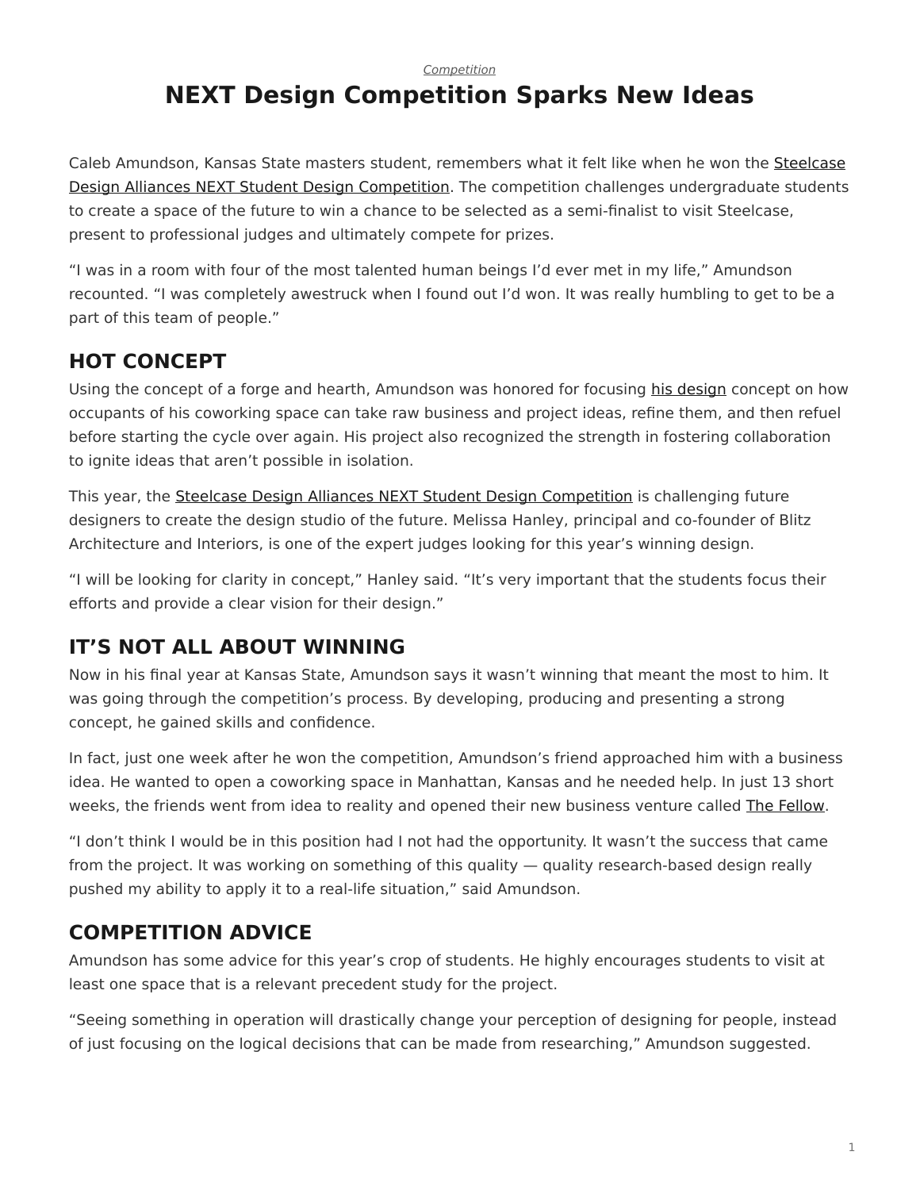*Competition*

# NEXT Design Competition Sparks New Ideas

Caleb Amundson, Kansas State masters student, remembers what it felt like when he won the Steelcase Design Alliances NEXT Student Design Competition. The competition challenges undergraduate students to create a space of the future to win a chance to be selected as a semi-finalist to visit Steelcase, present to professional judges and ultimately compete for prizes.

"I was in a room with four of the most talented human beings I'd ever met in my life," Amundson recounted. "I was completely awestruck when I found out I'd won. It was really humbling to get to be a part of this team of people."

## HOT CONCEPT

Using the concept of a forge and hearth, Amundson was honored for focusing his design concept on how occupants of his coworking space can take raw business and project ideas, refine them, and then refuel before starting the cycle over again. His project also recognized the strength in fostering collaboration to ignite ideas that aren't possible in isolation.

This year, the Steelcase Design Alliances NEXT Student Design Competition is challenging future designers to create the design studio of the future. Melissa Hanley, principal and co-founder of Blitz Architecture and Interiors, is one of the expert judges looking for this year's winning design.

"I will be looking for clarity in concept," Hanley said. "It's very important that the students focus their efforts and provide a clear vision for their design."

## IT'S NOT ALL ABOUT WINNING

Now in his final year at Kansas State, Amundson says it wasn't winning that meant the most to him. It was going through the competition's process. By developing, producing and presenting a strong concept, he gained skills and confidence.

In fact, just one week after he won the competition, Amundson's friend approached him with a business idea. He wanted to open a coworking space in Manhattan, Kansas and he needed help. In just 13 short weeks, the friends went from idea to reality and opened their new business venture called The Fellow.

"I don't think I would be in this position had I not had the opportunity. It wasn't the success that came from the project. It was working on something of this quality — quality research-based design really pushed my ability to apply it to a real-life situation," said Amundson.

## COMPETITION ADVICE

Amundson has some advice for this year's crop of students. He highly encourages students to visit at least one space that is a relevant precedent study for the project.

"Seeing something in operation will drastically change your perception of designing for people, instead of just focusing on the logical decisions that can be made from researching," Amundson suggested.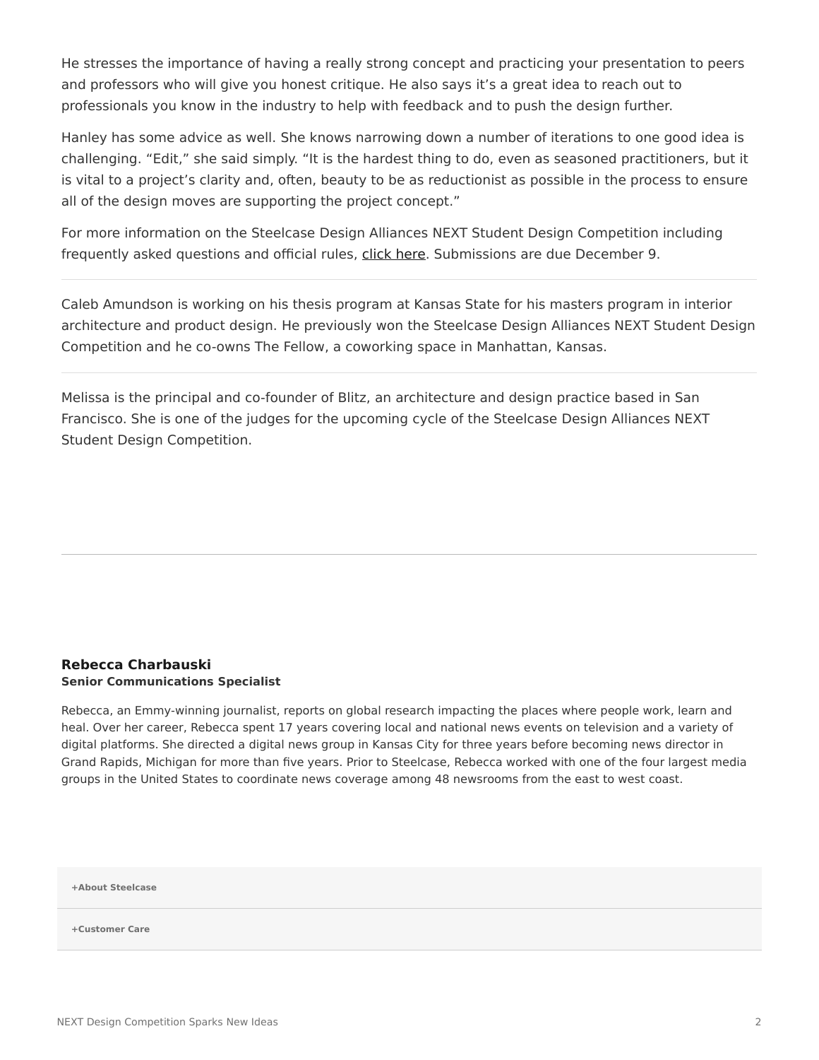He stresses the importance of having a really strong concept and practicing your presentation to peers and professors who will give you honest critique. He also says it's a great idea to reach out to professionals you know in the industry to help with feedback and to push the design further.

Hanley has some advice as well. She knows narrowing down a number of iterations to one good idea is challenging. "Edit," she said simply. "It is the hardest thing to do, even as seasoned practitioners, but it is vital to a project's clarity and, often, beauty to be as reductionist as possible in the process to ensure all of the design moves are supporting the project concept."

For more information on the Steelcase Design Alliances NEXT Student Design Competition including frequently asked questions and official rules, click here. Submissions are due December 9.

---

Caleb Amundson is working on his thesis program at Kansas State for his masters program in interior architecture and product design. He previously won the Steelcase Design Alliances NEXT Student Design Competition and he co-owns The Fellow, a coworking space in Manhattan, Kansas.

---

Melissa is the principal and co-founder of Blitz, an architecture and design practice based in San Francisco. She is one of the judges for the upcoming cycle of the Steelcase Design Alliances NEXT Student Design Competition.

---

**Rebecca Charbauski**
**Senior Communications Specialist**

Rebecca, an Emmy-winning journalist, reports on global research impacting the places where people work, learn and heal. Over her career, Rebecca spent 17 years covering local and national news events on television and a variety of digital platforms. She directed a digital news group in Kansas City for three years before becoming news director in Grand Rapids, Michigan for more than five years. Prior to Steelcase, Rebecca worked with one of the four largest media groups in the United States to coordinate news coverage among 48 newsrooms from the east to west coast.

**+About Steelcase**

**+Customer Care**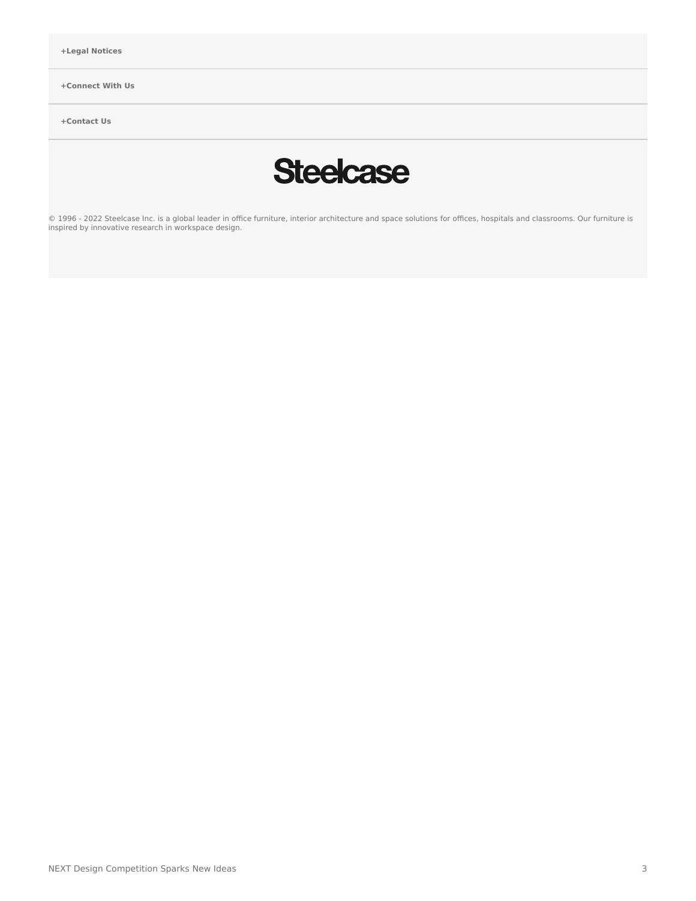**+Legal Notices**

**+Connect With Us**

**+Contact Us**

Steelcase

© 1996 - 2022 Steelcase Inc. is a global leader in office furniture, interior architecture and space solutions for offices, hospitals and classrooms. Our furniture is inspired by innovative research in workspace design.